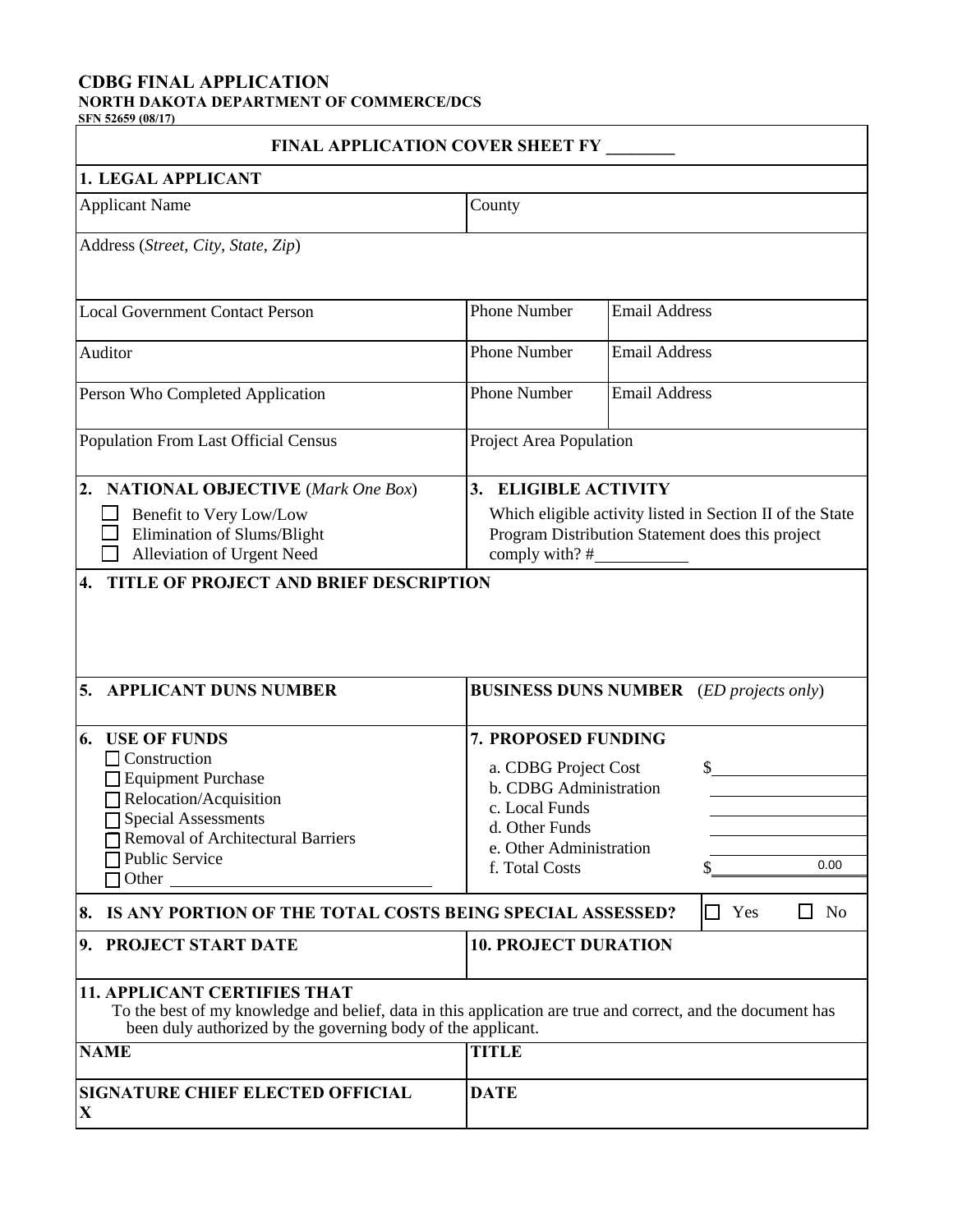# CDBG FINAL APPLICATION

**NORTH DAKOTA DEPARTMENT OF COMMERCE/DCS**

**SFN 52659 (08/17)**

## FINAL APPLICATION COVER SHEET FY ________

### 1. LEGAL APPLICANT

| Applicant Name | County | |
|---|---|---|
| Address (*Street, City, State, Zip*) | | |
| Local Government Contact Person | Phone Number | Email Address |
| Auditor | Phone Number | Email Address |
| Person Who Completed Application | Phone Number | Email Address |
| Population From Last Official Census | Project Area Population | |

**2. NATIONAL OBJECTIVE** (*Mark One Box*)

- ☐ Benefit to Very Low/Low
- ☐ Elimination of Slums/Blight
- ☐ Alleviation of Urgent Need

**3. ELIGIBLE ACTIVITY**

Which eligible activity listed in Section II of the State Program Distribution Statement does this project comply with? #__________

**4. TITLE OF PROJECT AND BRIEF DESCRIPTION**

**5. APPLICANT DUNS NUMBER**

**BUSINESS DUNS NUMBER** (*ED projects only*)

**6. USE OF FUNDS**

- ☐ Construction
- ☐ Equipment Purchase
- ☐ Relocation/Acquisition
- ☐ Special Assessments
- ☐ Removal of Architectural Barriers
- ☐ Public Service
- ☐ Other ____________________________

**7. PROPOSED FUNDING**

| | |
|---|---|
| a. CDBG Project Cost | $ |
| b. CDBG Administration | |
| c. Local Funds | |
| d. Other Funds | |
| e. Other Administration | |
| f. Total Costs | $ 0.00 |

**8. IS ANY PORTION OF THE TOTAL COSTS BEING SPECIAL ASSESSED?** ☐ Yes ☐ No

| 9. PROJECT START DATE | 10. PROJECT DURATION |
|---|---|
| | |

**11. APPLICANT CERTIFIES THAT**

To the best of my knowledge and belief, data in this application are true and correct, and the document has been duly authorized by the governing body of the applicant.

| NAME | TITLE |
|---|---|
| **SIGNATURE CHIEF ELECTED OFFICIAL**<br>**X** | **DATE** |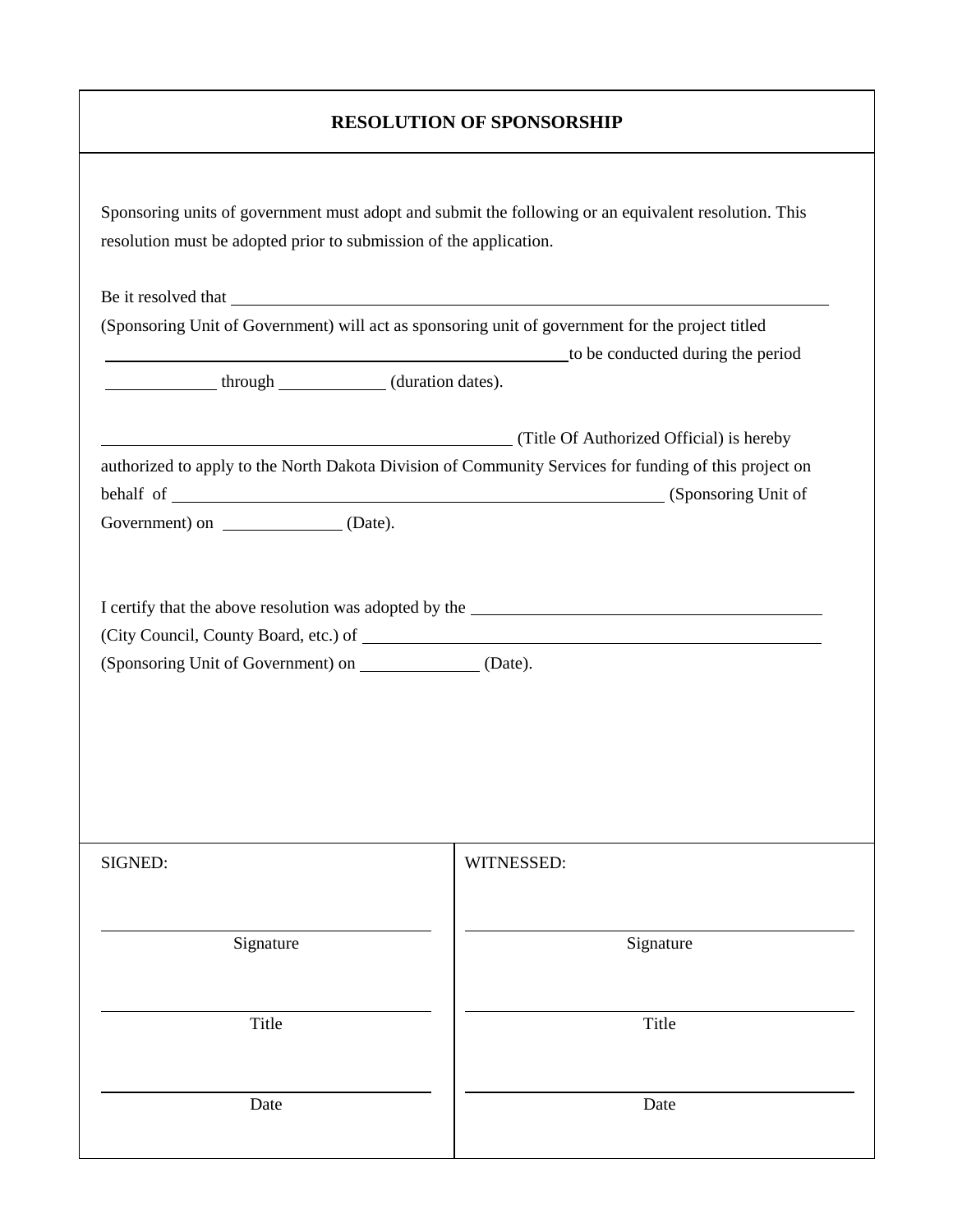# RESOLUTION OF SPONSORSHIP

Sponsoring units of government must adopt and submit the following or an equivalent resolution. This resolution must be adopted prior to submission of the application.

Be it resolved that ______________________________________________________________ (Sponsoring Unit of Government) will act as sponsoring unit of government for the project titled ________________________________________________ to be conducted during the period ___________ through ___________ (duration dates).

__________________________________________ (Title Of Authorized Official) is hereby authorized to apply to the North Dakota Division of Community Services for funding of this project on behalf of ___________________________________________________ (Sponsoring Unit of Government) on ____________ (Date).

I certify that the above resolution was adopted by the ____________________________________ (City Council, County Board, etc.) of ___________________________________________________ (Sponsoring Unit of Government) on ____________ (Date).

| SIGNED: | WITNESSED: |
| --- | --- |
| ______________________ Signature | ______________________ Signature |
| ______________________ Title | ______________________ Title |
| ______________________ Date | ______________________ Date |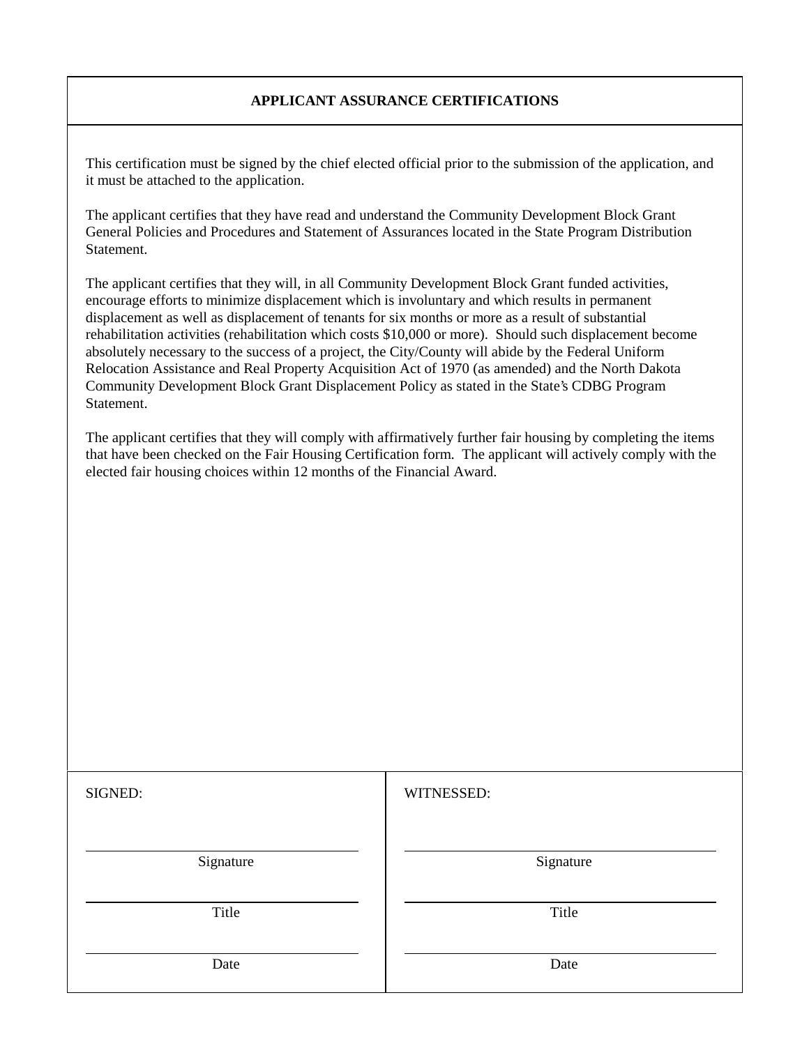## APPLICANT ASSURANCE CERTIFICATIONS

This certification must be signed by the chief elected official prior to the submission of the application, and it must be attached to the application.

The applicant certifies that they have read and understand the Community Development Block Grant General Policies and Procedures and Statement of Assurances located in the State Program Distribution Statement.

The applicant certifies that they will, in all Community Development Block Grant funded activities, encourage efforts to minimize displacement which is involuntary and which results in permanent displacement as well as displacement of tenants for six months or more as a result of substantial rehabilitation activities (rehabilitation which costs $10,000 or more). Should such displacement become absolutely necessary to the success of a project, the City/County will abide by the Federal Uniform Relocation Assistance and Real Property Acquisition Act of 1970 (as amended) and the North Dakota Community Development Block Grant Displacement Policy as stated in the State's CDBG Program Statement.

The applicant certifies that they will comply with affirmatively further fair housing by completing the items that have been checked on the Fair Housing Certification form. The applicant will actively comply with the elected fair housing choices within 12 months of the Financial Award.

| SIGNED: | WITNESSED: |
| --- | --- |
| ______________________ Signature | ______________________ Signature |
| ______________________ Title | ______________________ Title |
| ______________________ Date | ______________________ Date |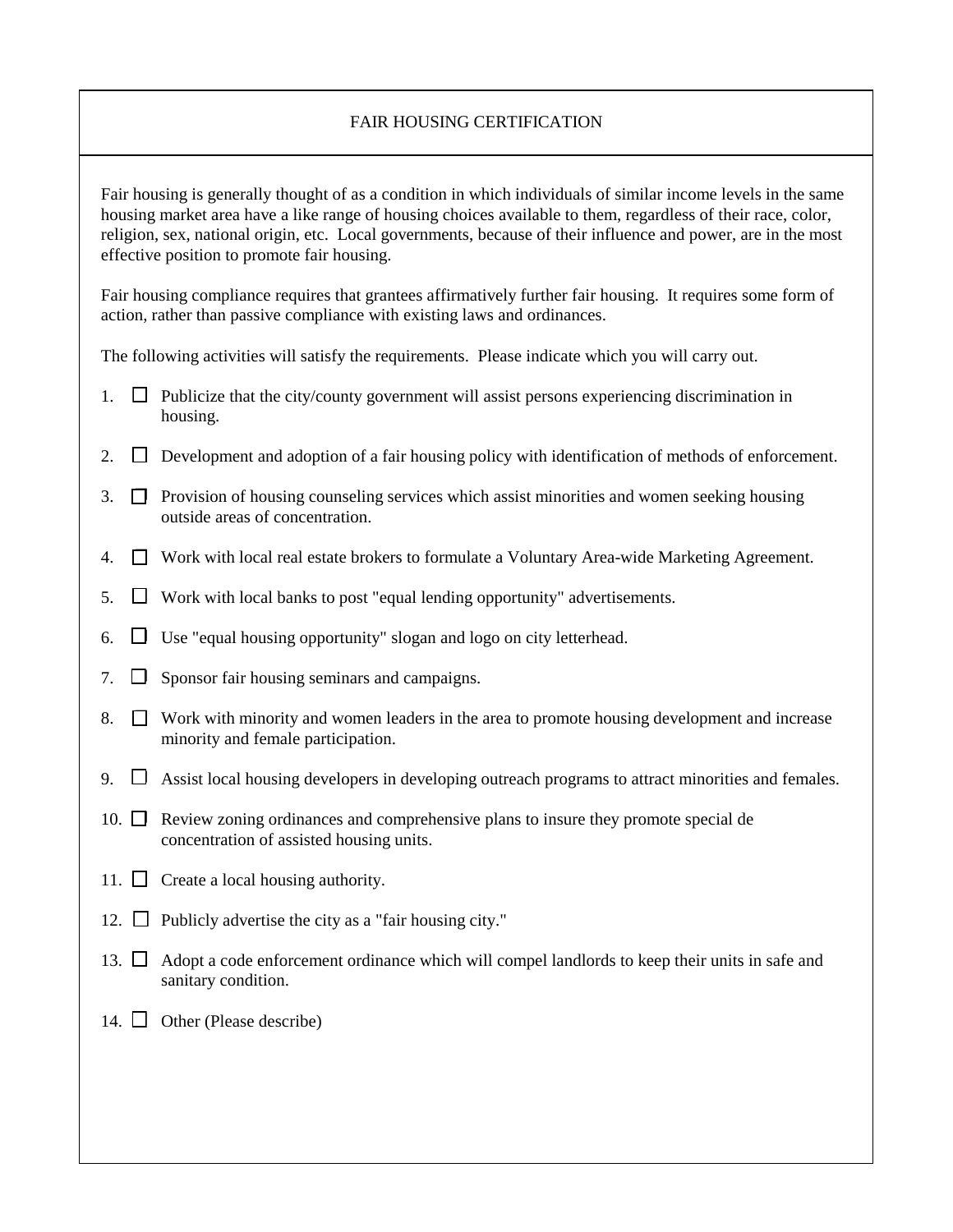# FAIR HOUSING CERTIFICATION

Fair housing is generally thought of as a condition in which individuals of similar income levels in the same housing market area have a like range of housing choices available to them, regardless of their race, color, religion, sex, national origin, etc. Local governments, because of their influence and power, are in the most effective position to promote fair housing.

Fair housing compliance requires that grantees affirmatively further fair housing. It requires some form of action, rather than passive compliance with existing laws and ordinances.

The following activities will satisfy the requirements. Please indicate which you will carry out.

1. ☐ Publicize that the city/county government will assist persons experiencing discrimination in housing.
2. ☐ Development and adoption of a fair housing policy with identification of methods of enforcement.
3. ☐ Provision of housing counseling services which assist minorities and women seeking housing outside areas of concentration.
4. ☐ Work with local real estate brokers to formulate a Voluntary Area-wide Marketing Agreement.
5. ☐ Work with local banks to post "equal lending opportunity" advertisements.
6. ☐ Use "equal housing opportunity" slogan and logo on city letterhead.
7. ☐ Sponsor fair housing seminars and campaigns.
8. ☐ Work with minority and women leaders in the area to promote housing development and increase minority and female participation.
9. ☐ Assist local housing developers in developing outreach programs to attract minorities and females.
10. ☐ Review zoning ordinances and comprehensive plans to insure they promote special de concentration of assisted housing units.
11. ☐ Create a local housing authority.
12. ☐ Publicly advertise the city as a "fair housing city."
13. ☐ Adopt a code enforcement ordinance which will compel landlords to keep their units in safe and sanitary condition.
14. ☐ Other (Please describe)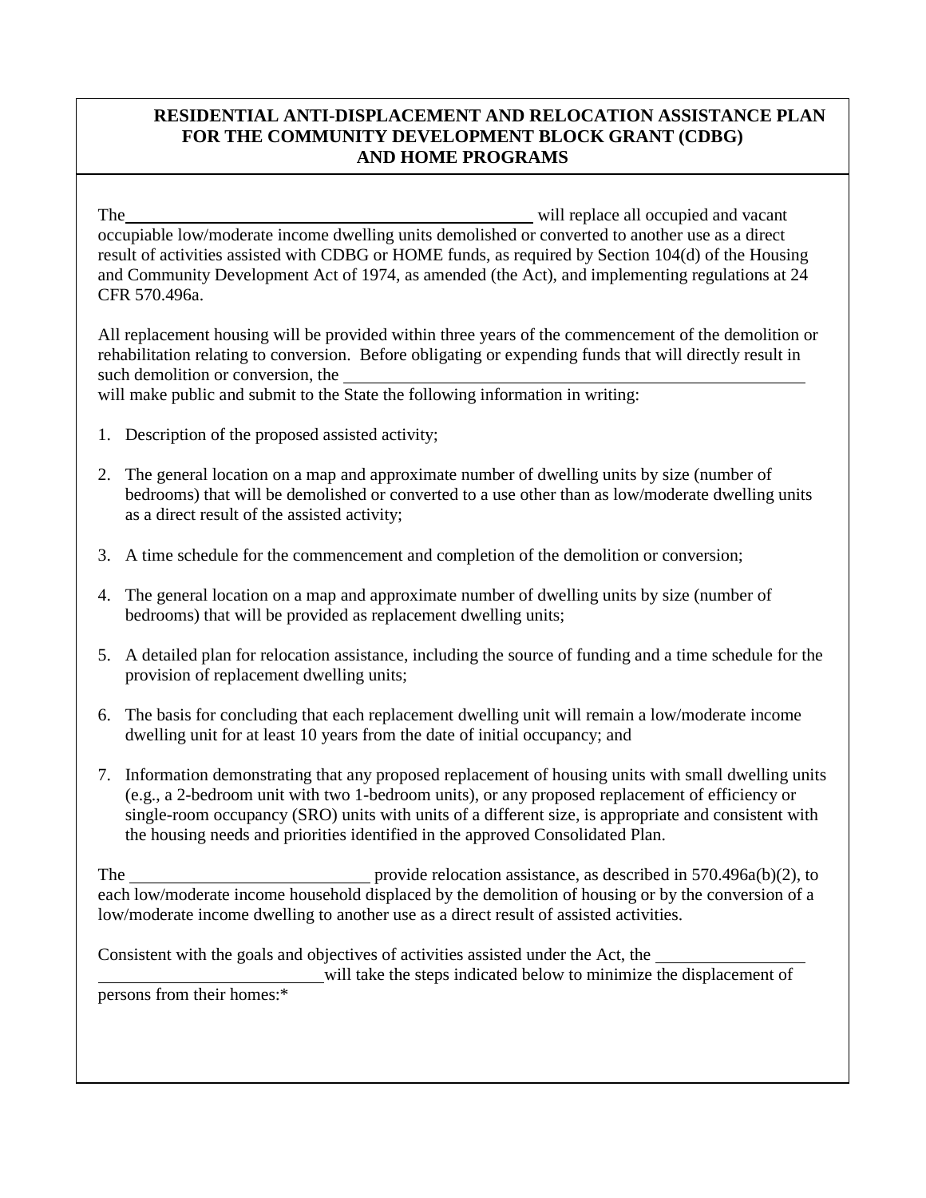# RESIDENTIAL ANTI-DISPLACEMENT AND RELOCATION ASSISTANCE PLAN FOR THE COMMUNITY DEVELOPMENT BLOCK GRANT (CDBG) AND HOME PROGRAMS

The ______________________________________________ will replace all occupied and vacant occupiable low/moderate income dwelling units demolished or converted to another use as a direct result of activities assisted with CDBG or HOME funds, as required by Section 104(d) of the Housing and Community Development Act of 1974, as amended (the Act), and implementing regulations at 24 CFR 570.496a.

All replacement housing will be provided within three years of the commencement of the demolition or rehabilitation relating to conversion. Before obligating or expending funds that will directly result in such demolition or conversion, the ______________________________________________ will make public and submit to the State the following information in writing:

1. Description of the proposed assisted activity;
2. The general location on a map and approximate number of dwelling units by size (number of bedrooms) that will be demolished or converted to a use other than as low/moderate dwelling units as a direct result of the assisted activity;
3. A time schedule for the commencement and completion of the demolition or conversion;
4. The general location on a map and approximate number of dwelling units by size (number of bedrooms) that will be provided as replacement dwelling units;
5. A detailed plan for relocation assistance, including the source of funding and a time schedule for the provision of replacement dwelling units;
6. The basis for concluding that each replacement dwelling unit will remain a low/moderate income dwelling unit for at least 10 years from the date of initial occupancy; and
7. Information demonstrating that any proposed replacement of housing units with small dwelling units (e.g., a 2-bedroom unit with two 1-bedroom units), or any proposed replacement of efficiency or single-room occupancy (SRO) units with units of a different size, is appropriate and consistent with the housing needs and priorities identified in the approved Consolidated Plan.

The __________________________ provide relocation assistance, as described in 570.496a(b)(2), to each low/moderate income household displaced by the demolition of housing or by the conversion of a low/moderate income dwelling to another use as a direct result of assisted activities.

Consistent with the goals and objectives of activities assisted under the Act, the ________________ __________________________will take the steps indicated below to minimize the displacement of persons from their homes:*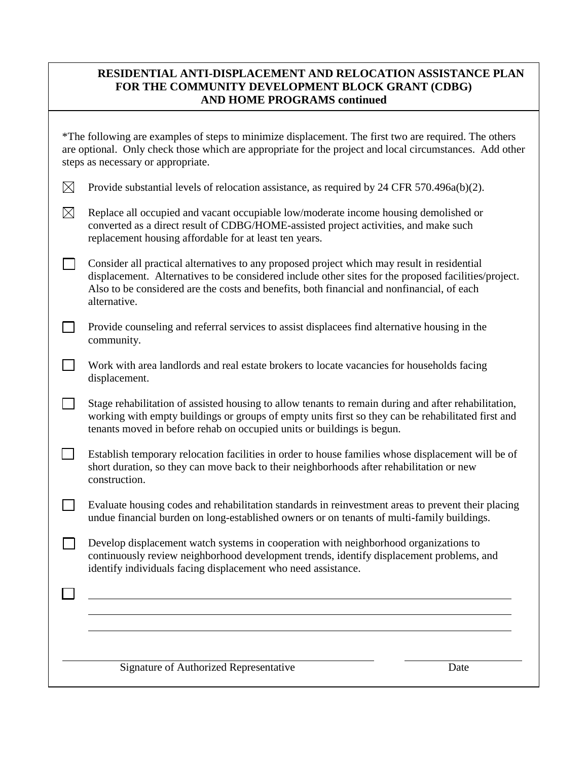**RESIDENTIAL ANTI-DISPLACEMENT AND RELOCATION ASSISTANCE PLAN FOR THE COMMUNITY DEVELOPMENT BLOCK GRANT (CDBG) AND HOME PROGRAMS continued**

*The following are examples of steps to minimize displacement. The first two are required. The others are optional. Only check those which are appropriate for the project and local circumstances. Add other steps as necessary or appropriate.

- ☒ Provide substantial levels of relocation assistance, as required by 24 CFR 570.496a(b)(2).
- ☒ Replace all occupied and vacant occupiable low/moderate income housing demolished or converted as a direct result of CDBG/HOME-assisted project activities, and make such replacement housing affordable for at least ten years.
- ☐ Consider all practical alternatives to any proposed project which may result in residential displacement. Alternatives to be considered include other sites for the proposed facilities/project. Also to be considered are the costs and benefits, both financial and nonfinancial, of each alternative.
- ☐ Provide counseling and referral services to assist displacees find alternative housing in the community.
- ☐ Work with area landlords and real estate brokers to locate vacancies for households facing displacement.
- ☐ Stage rehabilitation of assisted housing to allow tenants to remain during and after rehabilitation, working with empty buildings or groups of empty units first so they can be rehabilitated first and tenants moved in before rehab on occupied units or buildings is begun.
- ☐ Establish temporary relocation facilities in order to house families whose displacement will be of short duration, so they can move back to their neighborhoods after rehabilitation or new construction.
- ☐ Evaluate housing codes and rehabilitation standards in reinvestment areas to prevent their placing undue financial burden on long-established owners or on tenants of multi-family buildings.
- ☐ Develop displacement watch systems in cooperation with neighborhood organizations to continuously review neighborhood development trends, identify displacement problems, and identify individuals facing displacement who need assistance.
- ☐ ______________________________________________

______________________________________________

______________________________________________

______________________________ Signature of Authorized Representative

______________ Date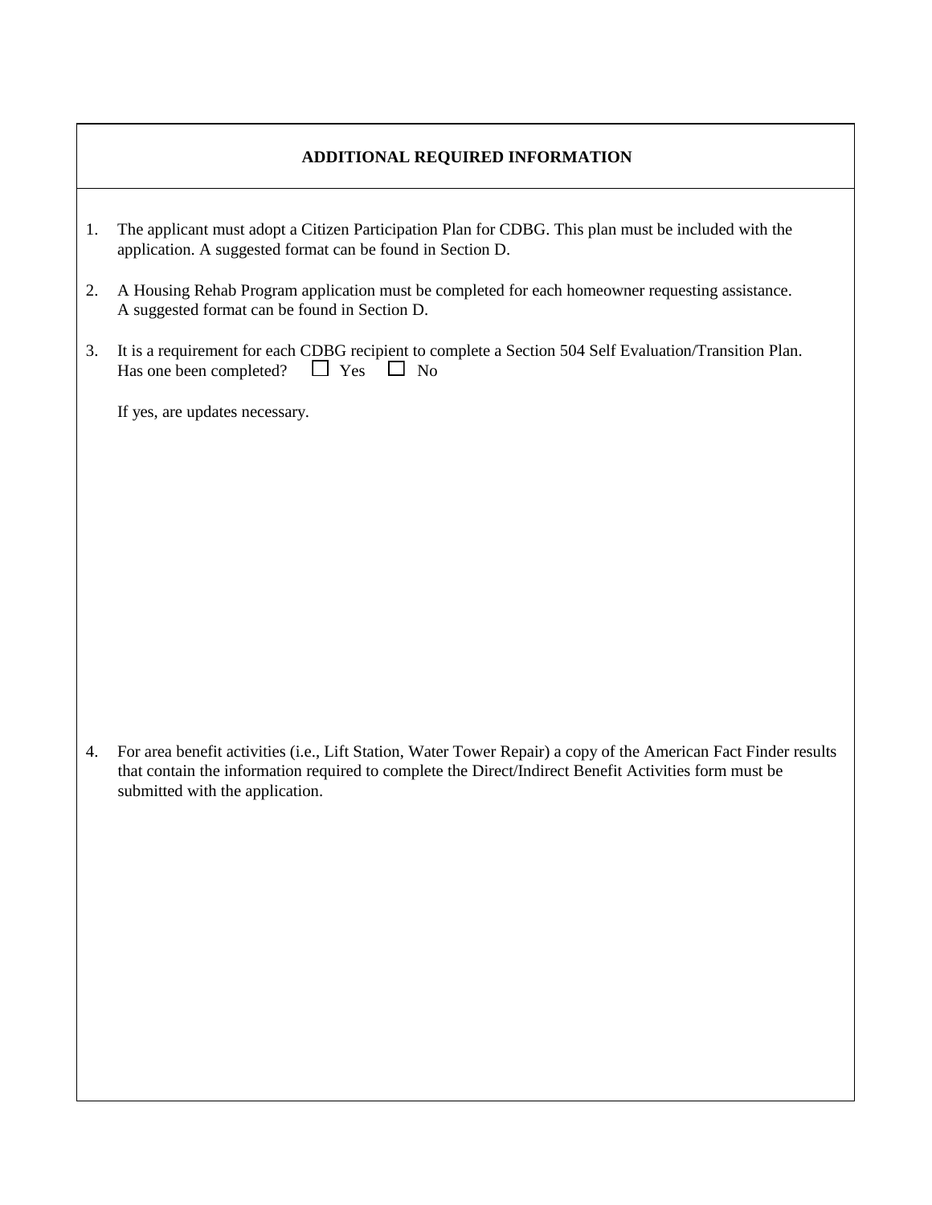## ADDITIONAL REQUIRED INFORMATION

1. The applicant must adopt a Citizen Participation Plan for CDBG. This plan must be included with the application. A suggested format can be found in Section D.

2. A Housing Rehab Program application must be completed for each homeowner requesting assistance. A suggested format can be found in Section D.

3. It is a requirement for each CDBG recipient to complete a Section 504 Self Evaluation/Transition Plan. Has one been completed? ☐ Yes ☐ No

   If yes, are updates necessary.

4. For area benefit activities (i.e., Lift Station, Water Tower Repair) a copy of the American Fact Finder results that contain the information required to complete the Direct/Indirect Benefit Activities form must be submitted with the application.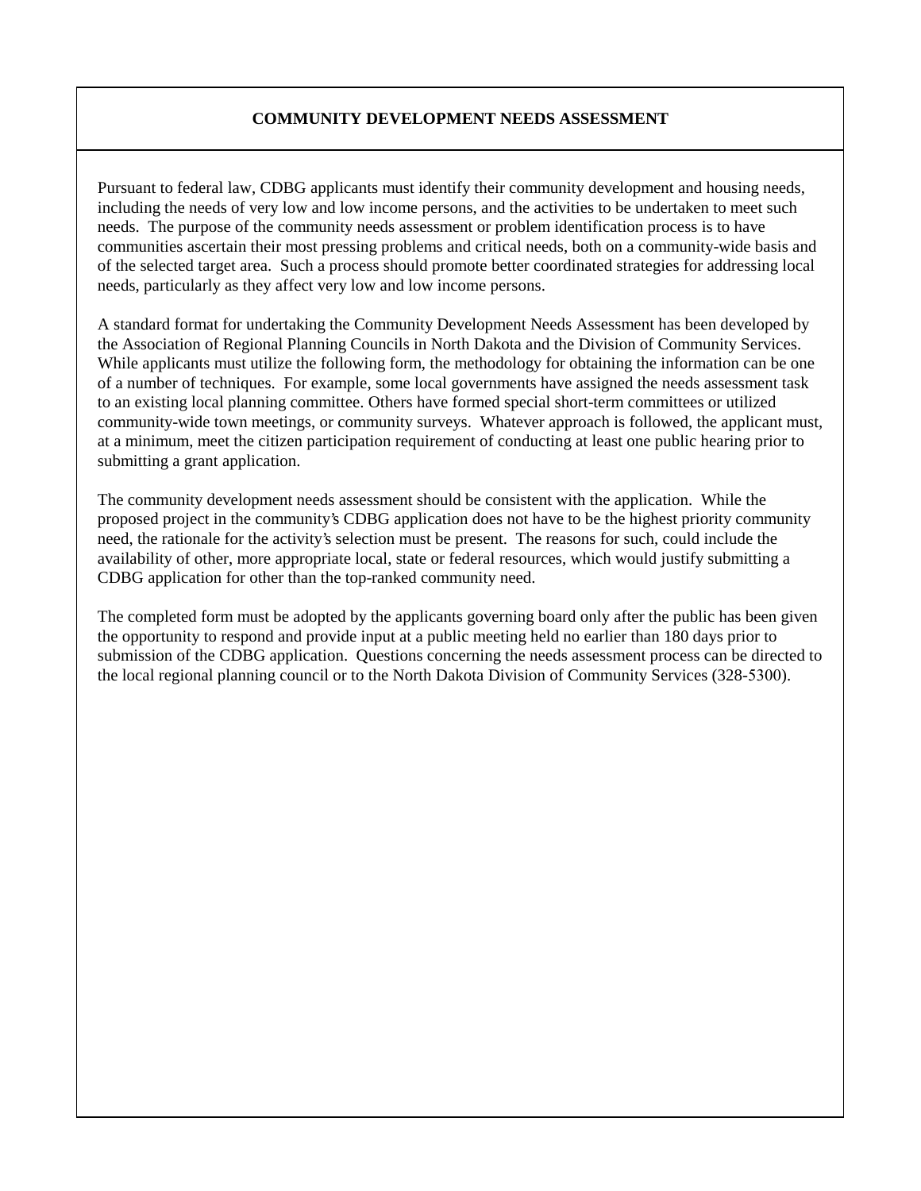## COMMUNITY DEVELOPMENT NEEDS ASSESSMENT

Pursuant to federal law, CDBG applicants must identify their community development and housing needs, including the needs of very low and low income persons, and the activities to be undertaken to meet such needs. The purpose of the community needs assessment or problem identification process is to have communities ascertain their most pressing problems and critical needs, both on a community-wide basis and of the selected target area. Such a process should promote better coordinated strategies for addressing local needs, particularly as they affect very low and low income persons.

A standard format for undertaking the Community Development Needs Assessment has been developed by the Association of Regional Planning Councils in North Dakota and the Division of Community Services. While applicants must utilize the following form, the methodology for obtaining the information can be one of a number of techniques. For example, some local governments have assigned the needs assessment task to an existing local planning committee. Others have formed special short-term committees or utilized community-wide town meetings, or community surveys. Whatever approach is followed, the applicant must, at a minimum, meet the citizen participation requirement of conducting at least one public hearing prior to submitting a grant application.

The community development needs assessment should be consistent with the application. While the proposed project in the community's CDBG application does not have to be the highest priority community need, the rationale for the activity's selection must be present. The reasons for such, could include the availability of other, more appropriate local, state or federal resources, which would justify submitting a CDBG application for other than the top-ranked community need.

The completed form must be adopted by the applicants governing board only after the public has been given the opportunity to respond and provide input at a public meeting held no earlier than 180 days prior to submission of the CDBG application. Questions concerning the needs assessment process can be directed to the local regional planning council or to the North Dakota Division of Community Services (328-5300).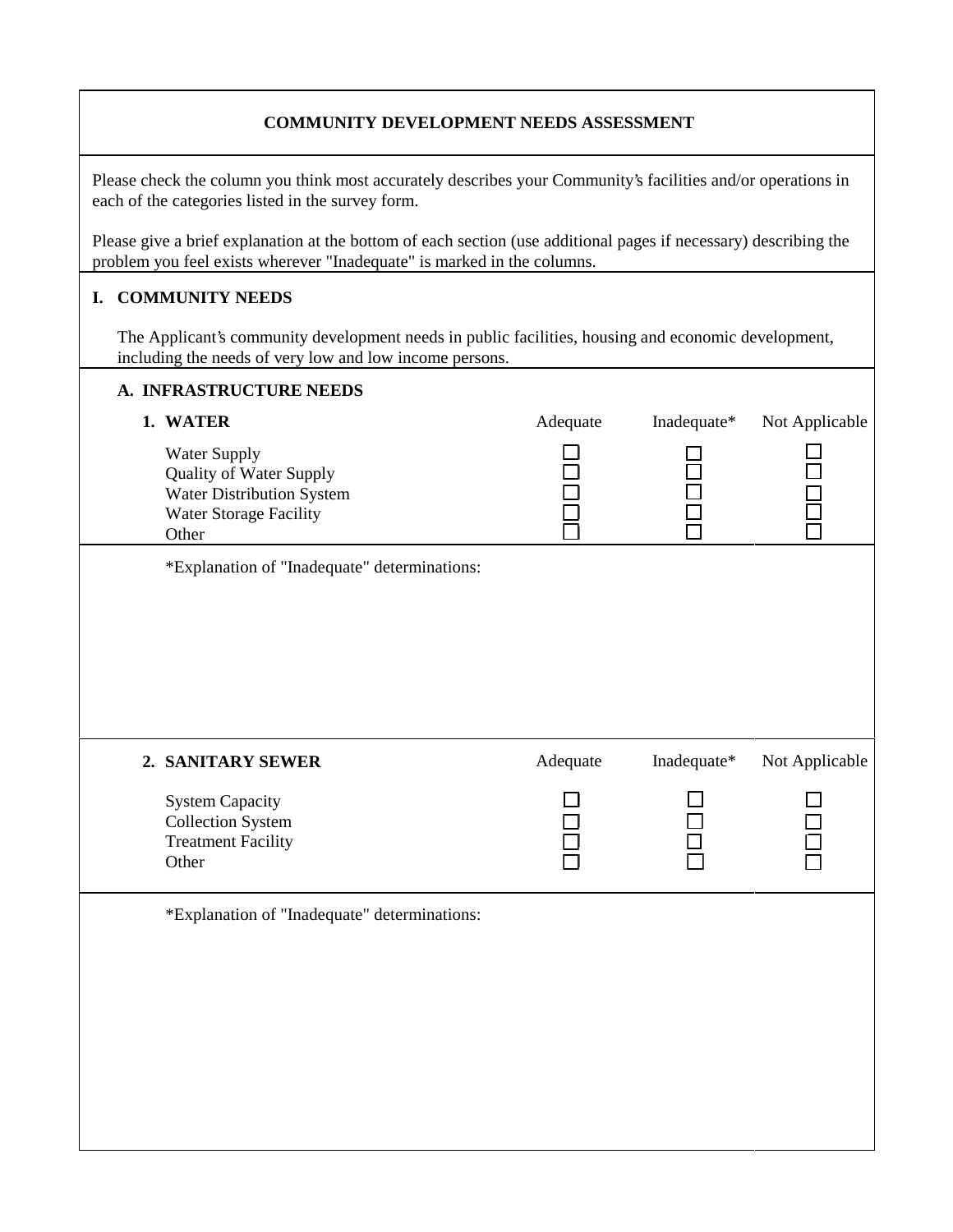## COMMUNITY DEVELOPMENT NEEDS ASSESSMENT

Please check the column you think most accurately describes your Community's facilities and/or operations in each of the categories listed in the survey form.

Please give a brief explanation at the bottom of each section (use additional pages if necessary) describing the problem you feel exists wherever "Inadequate" is marked in the columns.

### I. COMMUNITY NEEDS

The Applicant's community development needs in public facilities, housing and economic development, including the needs of very low and low income persons.

#### A. INFRASTRUCTURE NEEDS

| **1. WATER** | Adequate | Inadequate* | Not Applicable |
|---|---|---|---|
| Water Supply | ☐ | ☐ | ☐ |
| Quality of Water Supply | ☐ | ☐ | ☐ |
| Water Distribution System | ☐ | ☐ | ☐ |
| Water Storage Facility | ☐ | ☐ | ☐ |
| Other | ☐ | ☐ | ☐ |

*Explanation of "Inadequate" determinations:

| **2. SANITARY SEWER** | Adequate | Inadequate* | Not Applicable |
|---|---|---|---|
| System Capacity | ☐ | ☐ | ☐ |
| Collection System | ☐ | ☐ | ☐ |
| Treatment Facility | ☐ | ☐ | ☐ |
| Other | ☐ | ☐ | ☐ |

*Explanation of "Inadequate" determinations: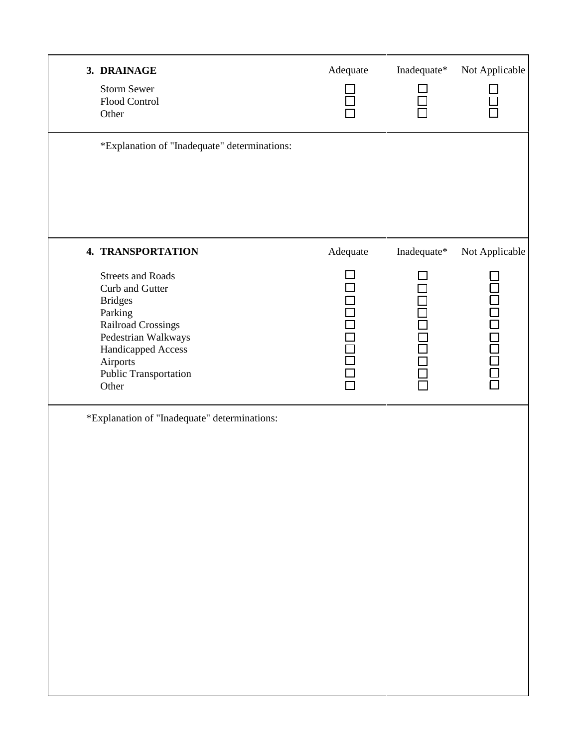## 3. DRAINAGE

| | Adequate | Inadequate* | Not Applicable |
|---|---|---|---|
| Storm Sewer | ☐ | ☐ | ☐ |
| Flood Control | ☐ | ☐ | ☐ |
| Other | ☐ | ☐ | ☐ |

*Explanation of "Inadequate" determinations:

## 4. TRANSPORTATION

| | Adequate | Inadequate* | Not Applicable |
|---|---|---|---|
| Streets and Roads | ☐ | ☐ | ☐ |
| Curb and Gutter | ☐ | ☐ | ☐ |
| Bridges | ☐ | ☐ | ☐ |
| Parking | ☐ | ☐ | ☐ |
| Railroad Crossings | ☐ | ☐ | ☐ |
| Pedestrian Walkways | ☐ | ☐ | ☐ |
| Handicapped Access | ☐ | ☐ | ☐ |
| Airports | ☐ | ☐ | ☐ |
| Public Transportation | ☐ | ☐ | ☐ |
| Other | ☐ | ☐ | ☐ |

*Explanation of "Inadequate" determinations: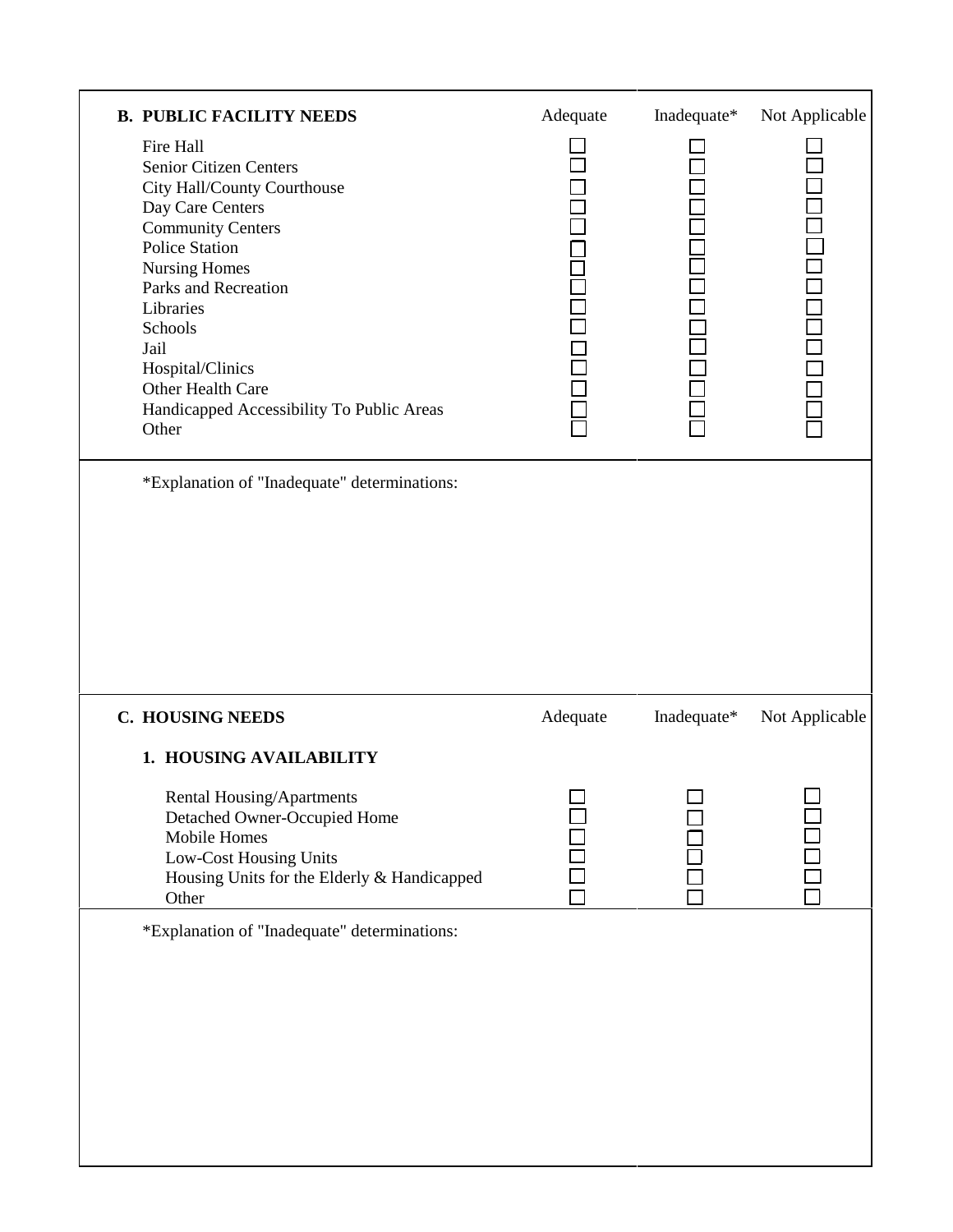## B. PUBLIC FACILITY NEEDS

| | Adequate | Inadequate* | Not Applicable |
|---|---|---|---|
| Fire Hall | ☐ | ☐ | ☐ |
| Senior Citizen Centers | ☐ | ☐ | ☐ |
| City Hall/County Courthouse | ☐ | ☐ | ☐ |
| Day Care Centers | ☐ | ☐ | ☐ |
| Community Centers | ☐ | ☐ | ☐ |
| Police Station | ☐ | ☐ | ☐ |
| Nursing Homes | ☐ | ☐ | ☐ |
| Parks and Recreation | ☐ | ☐ | ☐ |
| Libraries | ☐ | ☐ | ☐ |
| Schools | ☐ | ☐ | ☐ |
| Jail | ☐ | ☐ | ☐ |
| Hospital/Clinics | ☐ | ☐ | ☐ |
| Other Health Care | ☐ | ☐ | ☐ |
| Handicapped Accessibility To Public Areas | ☐ | ☐ | ☐ |
| Other | ☐ | ☐ | ☐ |

*Explanation of "Inadequate" determinations:

## C. HOUSING NEEDS

### 1. HOUSING AVAILABILITY

| | Adequate | Inadequate* | Not Applicable |
|---|---|---|---|
| Rental Housing/Apartments | ☐ | ☐ | ☐ |
| Detached Owner-Occupied Home | ☐ | ☐ | ☐ |
| Mobile Homes | ☐ | ☐ | ☐ |
| Low-Cost Housing Units | ☐ | ☐ | ☐ |
| Housing Units for the Elderly & Handicapped | ☐ | ☐ | ☐ |
| Other | ☐ | ☐ | ☐ |

*Explanation of "Inadequate" determinations: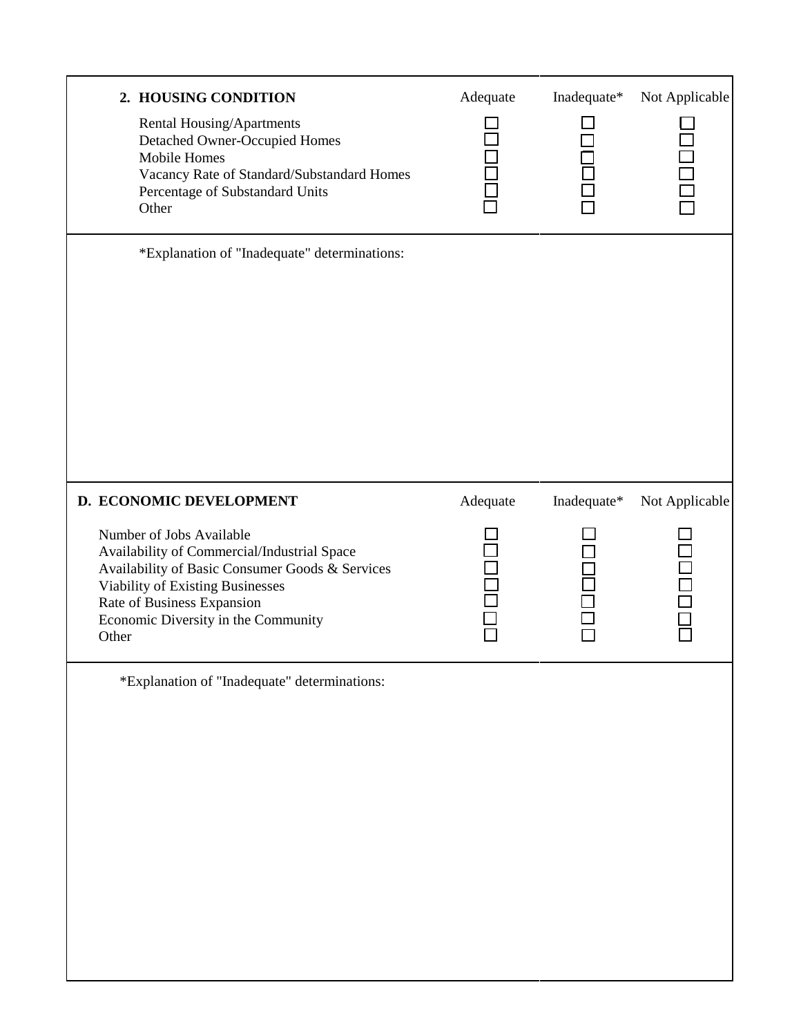### 2. HOUSING CONDITION

| | Adequate | Inadequate* | Not Applicable |
|---|---|---|---|
| Rental Housing/Apartments | ☐ | ☐ | ☐ |
| Detached Owner-Occupied Homes | ☐ | ☐ | ☐ |
| Mobile Homes | ☐ | ☐ | ☐ |
| Vacancy Rate of Standard/Substandard Homes | ☐ | ☐ | ☐ |
| Percentage of Substandard Units | ☐ | ☐ | ☐ |
| Other | ☐ | ☐ | ☐ |

*Explanation of "Inadequate" determinations:

## D. ECONOMIC DEVELOPMENT

| | Adequate | Inadequate* | Not Applicable |
|---|---|---|---|
| Number of Jobs Available | ☐ | ☐ | ☐ |
| Availability of Commercial/Industrial Space | ☐ | ☐ | ☐ |
| Availability of Basic Consumer Goods & Services | ☐ | ☐ | ☐ |
| Viability of Existing Businesses | ☐ | ☐ | ☐ |
| Rate of Business Expansion | ☐ | ☐ | ☐ |
| Economic Diversity in the Community | ☐ | ☐ | ☐ |
| Other | ☐ | ☐ | ☐ |

*Explanation of "Inadequate" determinations: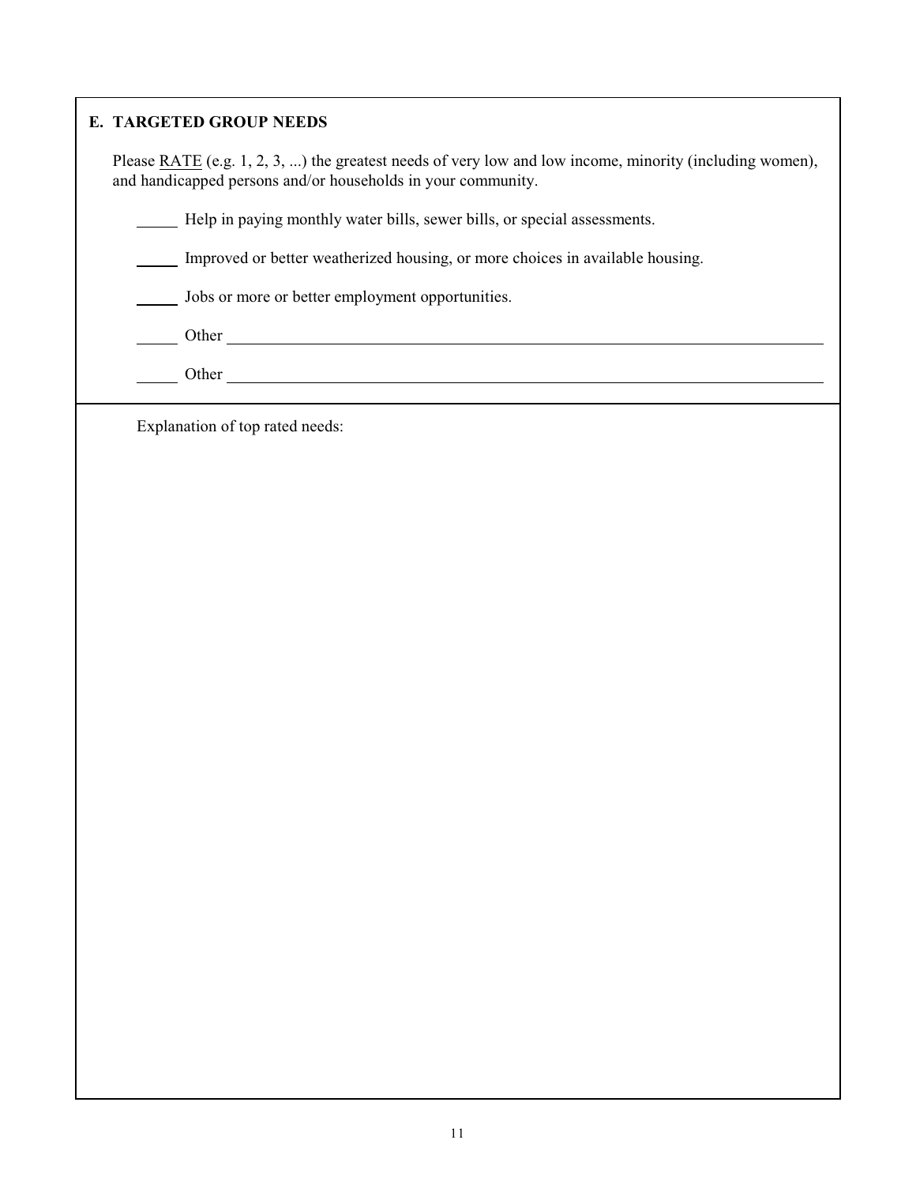## E. TARGETED GROUP NEEDS

Please RATE (e.g. 1, 2, 3, ...) the greatest needs of very low and low income, minority (including women), and handicapped persons and/or households in your community.

_____ Help in paying monthly water bills, sewer bills, or special assessments.

_____ Improved or better weatherized housing, or more choices in available housing.

_____ Jobs or more or better employment opportunities.

_____ Other ________________________________________________

_____ Other ________________________________________________

Explanation of top rated needs: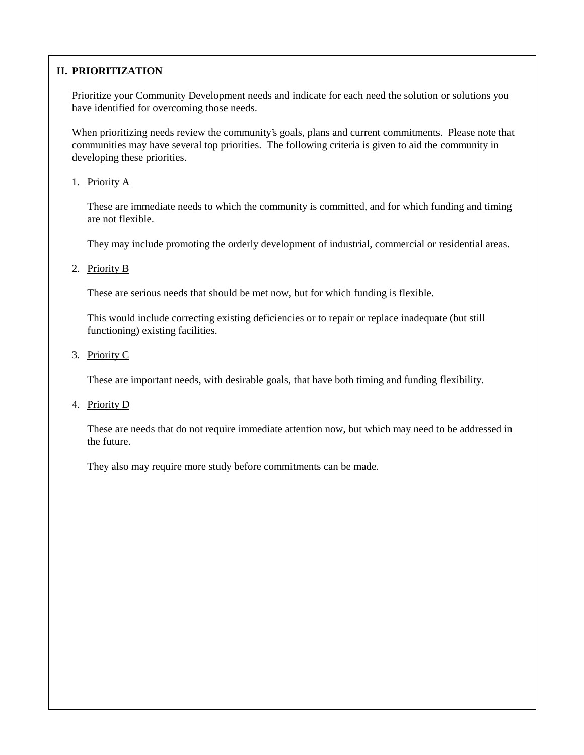## II. PRIORITIZATION

Prioritize your Community Development needs and indicate for each need the solution or solutions you have identified for overcoming those needs.

When prioritizing needs review the community's goals, plans and current commitments. Please note that communities may have several top priorities. The following criteria is given to aid the community in developing these priorities.

1. Priority A

   These are immediate needs to which the community is committed, and for which funding and timing are not flexible.

   They may include promoting the orderly development of industrial, commercial or residential areas.

2. Priority B

   These are serious needs that should be met now, but for which funding is flexible.

   This would include correcting existing deficiencies or to repair or replace inadequate (but still functioning) existing facilities.

3. Priority C

   These are important needs, with desirable goals, that have both timing and funding flexibility.

4. Priority D

   These are needs that do not require immediate attention now, but which may need to be addressed in the future.

   They also may require more study before commitments can be made.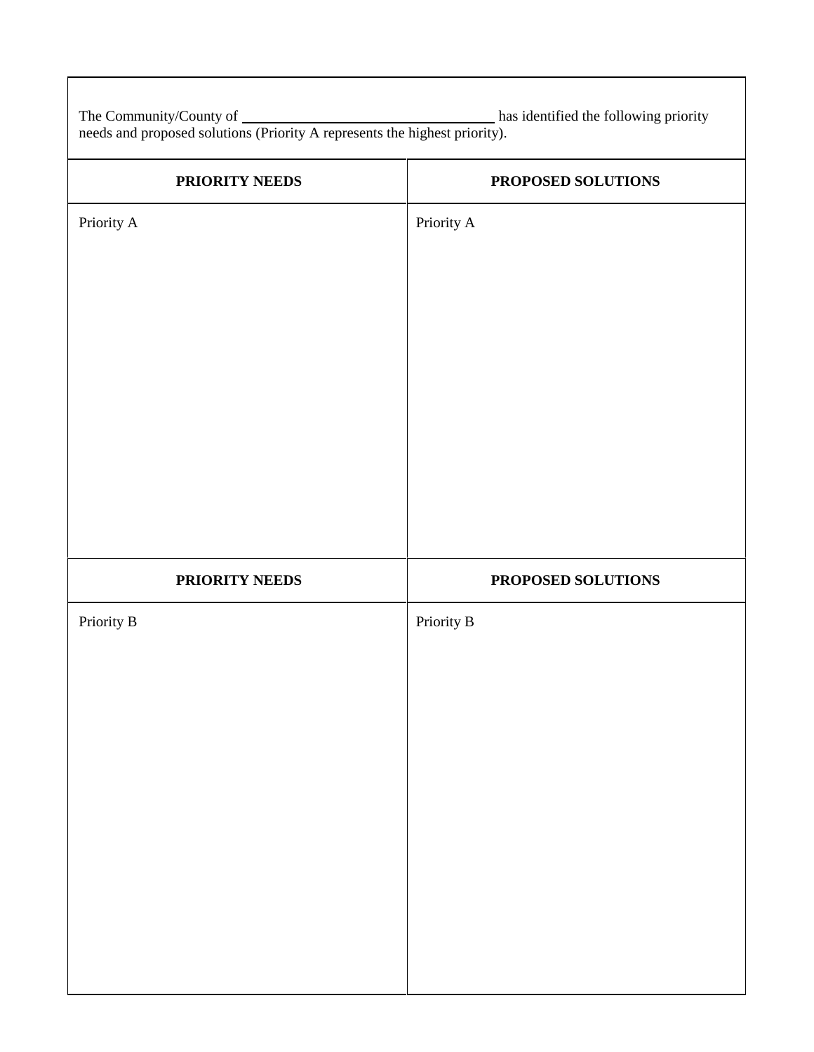The Community/County of ___________________________ has identified the following priority needs and proposed solutions (Priority A represents the highest priority).

| PRIORITY NEEDS | PROPOSED SOLUTIONS |
| --- | --- |
| Priority A | Priority A |

| PRIORITY NEEDS | PROPOSED SOLUTIONS |
| --- | --- |
| Priority B | Priority B |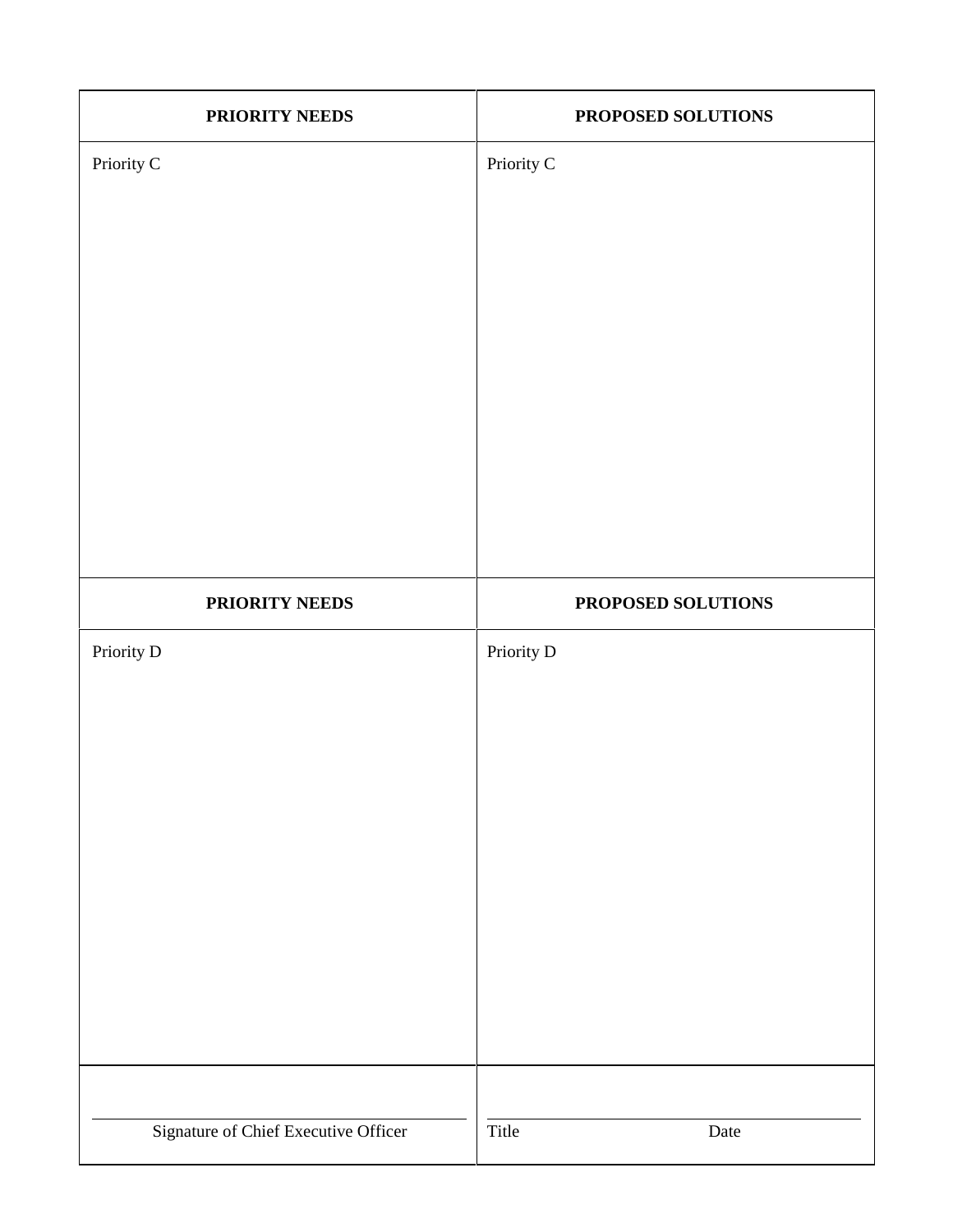| PRIORITY NEEDS | PROPOSED SOLUTIONS |
| --- | --- |
| Priority C | Priority C |

| PRIORITY NEEDS | PROPOSED SOLUTIONS |
| --- | --- |
| Priority D | Priority D |

| | |
| --- | --- |
| Signature of Chief Executive Officer | Title Date |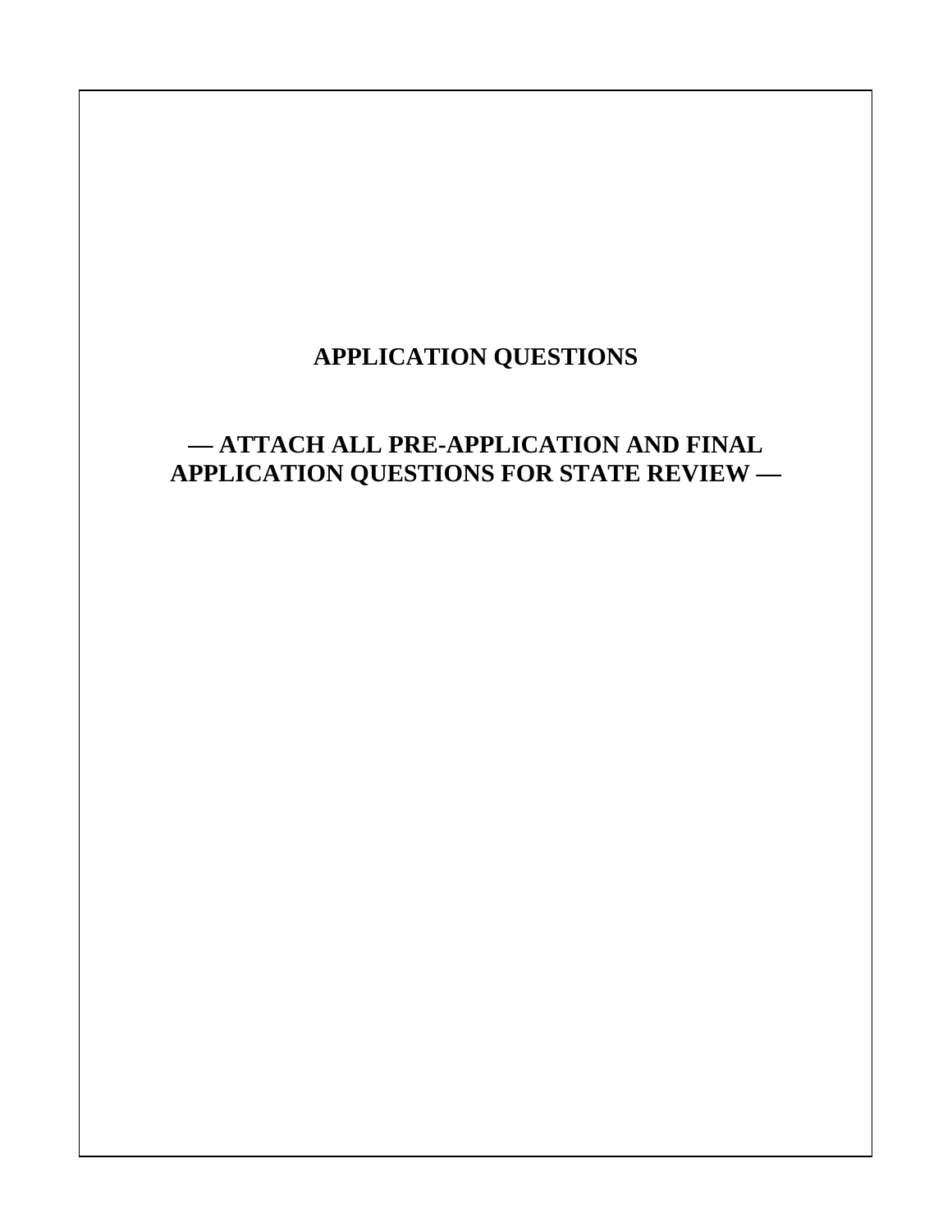# APPLICATION QUESTIONS

## — ATTACH ALL PRE-APPLICATION AND FINAL APPLICATION QUESTIONS FOR STATE REVIEW —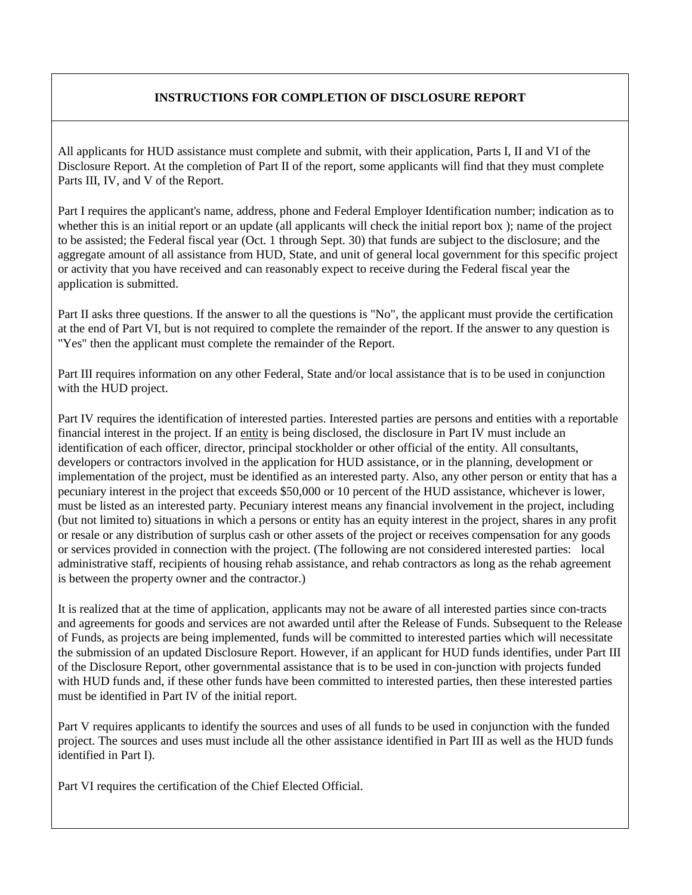## INSTRUCTIONS FOR COMPLETION OF DISCLOSURE REPORT

All applicants for HUD assistance must complete and submit, with their application, Parts I, II and VI of the Disclosure Report. At the completion of Part II of the report, some applicants will find that they must complete Parts III, IV, and V of the Report.

Part I requires the applicant's name, address, phone and Federal Employer Identification number; indication as to whether this is an initial report or an update (all applicants will check the initial report box ); name of the project to be assisted; the Federal fiscal year (Oct. 1 through Sept. 30) that funds are subject to the disclosure; and the aggregate amount of all assistance from HUD, State, and unit of general local government for this specific project or activity that you have received and can reasonably expect to receive during the Federal fiscal year the application is submitted.

Part II asks three questions. If the answer to all the questions is "No", the applicant must provide the certification at the end of Part VI, but is not required to complete the remainder of the report. If the answer to any question is "Yes" then the applicant must complete the remainder of the Report.

Part III requires information on any other Federal, State and/or local assistance that is to be used in conjunction with the HUD project.

Part IV requires the identification of interested parties. Interested parties are persons and entities with a reportable financial interest in the project. If an entity is being disclosed, the disclosure in Part IV must include an identification of each officer, director, principal stockholder or other official of the entity. All consultants, developers or contractors involved in the application for HUD assistance, or in the planning, development or implementation of the project, must be identified as an interested party. Also, any other person or entity that has a pecuniary interest in the project that exceeds $50,000 or 10 percent of the HUD assistance, whichever is lower, must be listed as an interested party. Pecuniary interest means any financial involvement in the project, including (but not limited to) situations in which a persons or entity has an equity interest in the project, shares in any profit or resale or any distribution of surplus cash or other assets of the project or receives compensation for any goods or services provided in connection with the project. (The following are not considered interested parties: local administrative staff, recipients of housing rehab assistance, and rehab contractors as long as the rehab agreement is between the property owner and the contractor.)

It is realized that at the time of application, applicants may not be aware of all interested parties since con-tracts and agreements for goods and services are not awarded until after the Release of Funds. Subsequent to the Release of Funds, as projects are being implemented, funds will be committed to interested parties which will necessitate the submission of an updated Disclosure Report. However, if an applicant for HUD funds identifies, under Part III of the Disclosure Report, other governmental assistance that is to be used in con-junction with projects funded with HUD funds and, if these other funds have been committed to interested parties, then these interested parties must be identified in Part IV of the initial report.

Part V requires applicants to identify the sources and uses of all funds to be used in conjunction with the funded project. The sources and uses must include all the other assistance identified in Part III as well as the HUD funds identified in Part I).

Part VI requires the certification of the Chief Elected Official.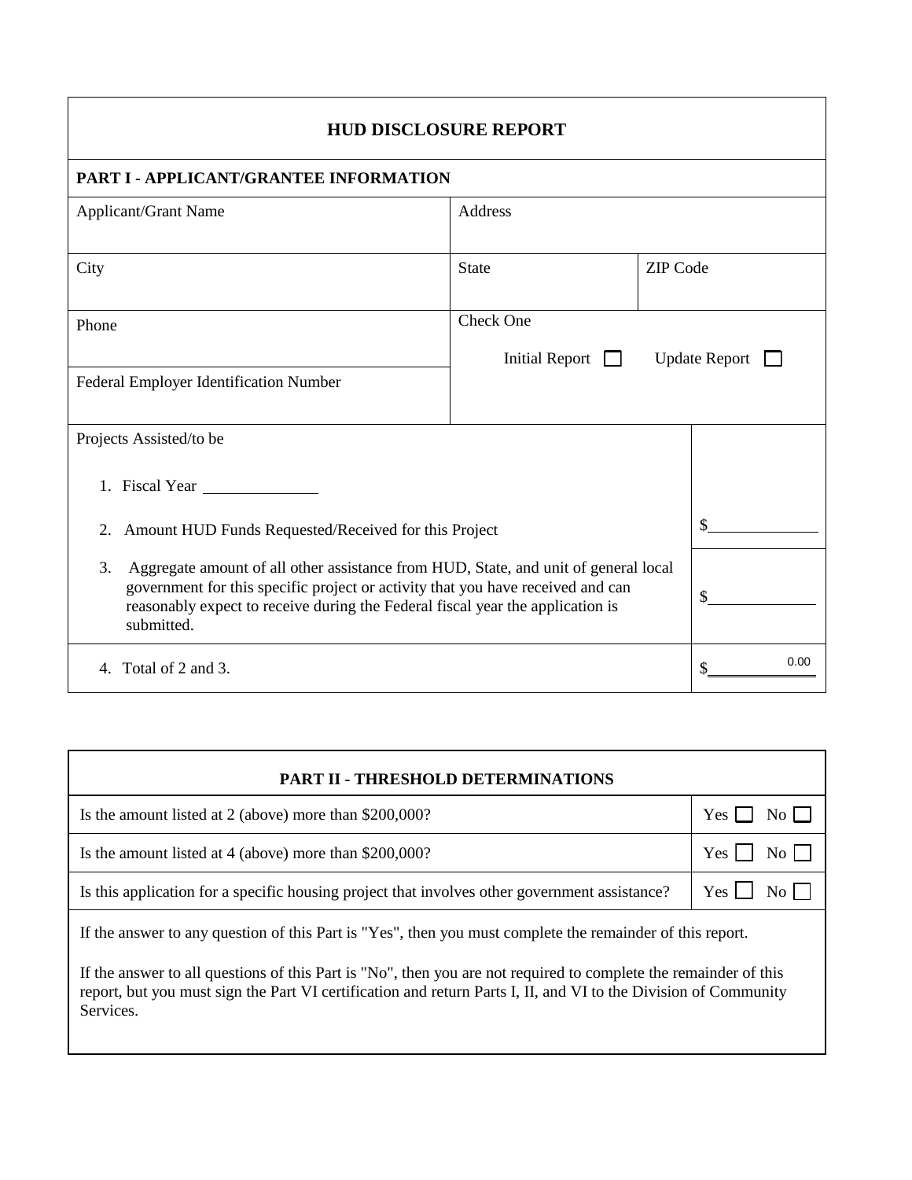# HUD DISCLOSURE REPORT

## PART I - APPLICANT/GRANTEE INFORMATION

| Applicant/Grant Name | Address | |
|---|---|---|
| City | State | ZIP Code |
| Phone | Check One<br>Initial Report ☐ Update Report ☐ | |
| Federal Employer Identification Number | | |

| Projects Assisted/to be | |
|---|---|
| 1. Fiscal Year ______________ | |
| 2. Amount HUD Funds Requested/Received for this Project | $____________ |
| 3. Aggregate amount of all other assistance from HUD, State, and unit of general local government for this specific project or activity that you have received and can reasonably expect to receive during the Federal fiscal year the application is submitted. | $____________ |
| 4. Total of 2 and 3. | $ 0.00 |

## PART II - THRESHOLD DETERMINATIONS

| | |
|---|---|
| Is the amount listed at 2 (above) more than $200,000? | Yes ☐ No ☐ |
| Is the amount listed at 4 (above) more than $200,000? | Yes ☐ No ☐ |
| Is this application for a specific housing project that involves other government assistance? | Yes ☐ No ☐ |

If the answer to any question of this Part is "Yes", then you must complete the remainder of this report.

If the answer to all questions of this Part is "No", then you are not required to complete the remainder of this report, but you must sign the Part VI certification and return Parts I, II, and VI to the Division of Community Services.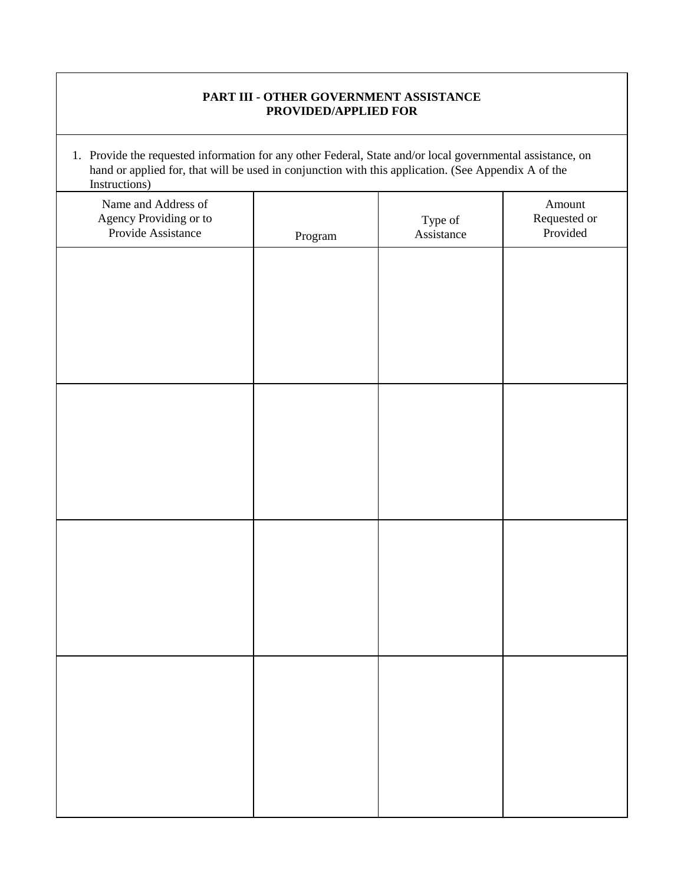## PART III - OTHER GOVERNMENT ASSISTANCE PROVIDED/APPLIED FOR

1. Provide the requested information for any other Federal, State and/or local governmental assistance, on hand or applied for, that will be used in conjunction with this application. (See Appendix A of the Instructions)

| Name and Address of Agency Providing or to Provide Assistance | Program | Type of Assistance | Amount Requested or Provided |
|---|---|---|---|
| | | | |
| | | | |
| | | | |
| | | | |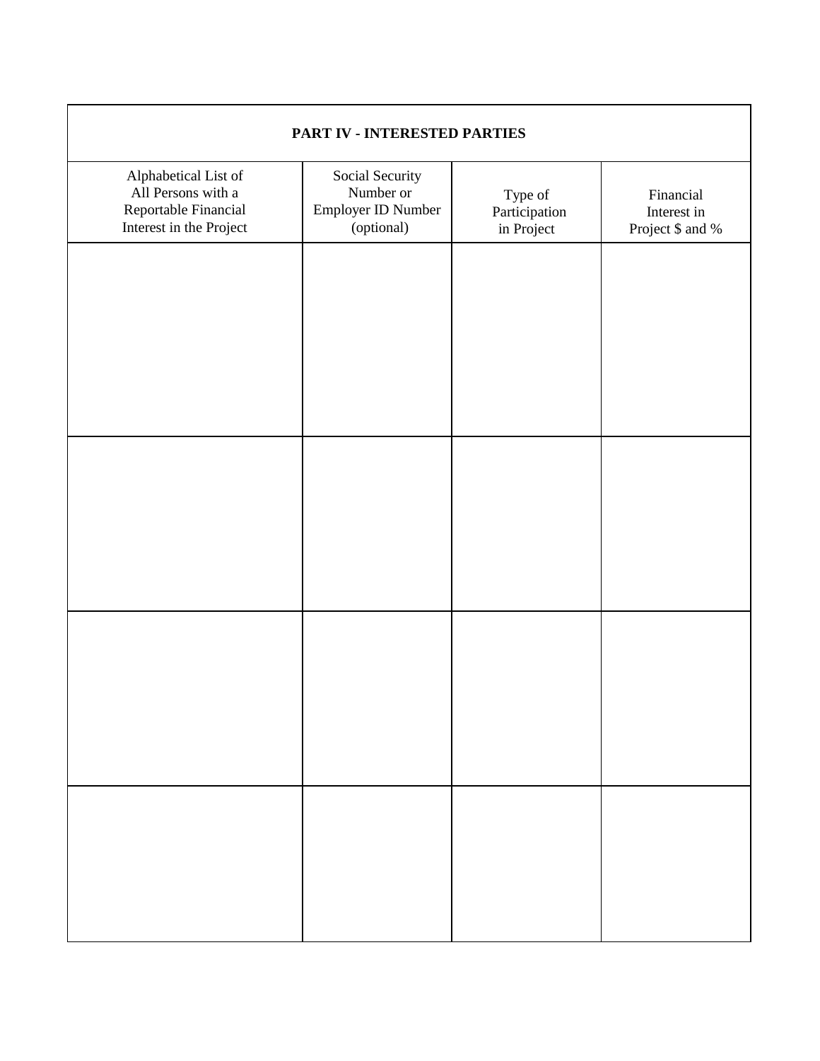| PART IV - INTERESTED PARTIES | | | |
|---|---|---|---|
| Alphabetical List of All Persons with a Reportable Financial Interest in the Project | Social Security Number or Employer ID Number (optional) | Type of Participation in Project | Financial Interest in Project $ and % |
| | | | |
| | | | |
| | | | |
| | | | |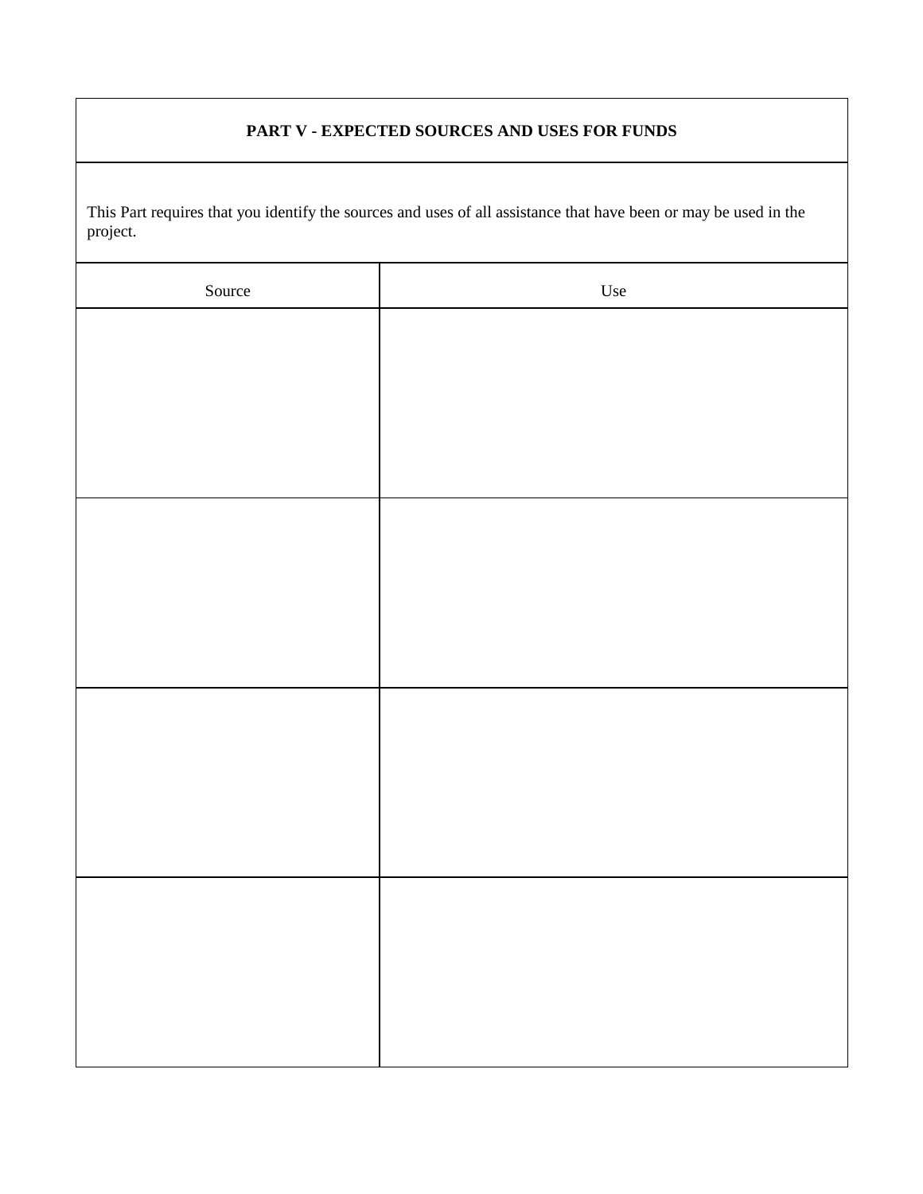**PART V - EXPECTED SOURCES AND USES FOR FUNDS**

This Part requires that you identify the sources and uses of all assistance that have been or may be used in the project.

| Source | Use |
| --- | --- |
| | |
| | |
| | |
| | |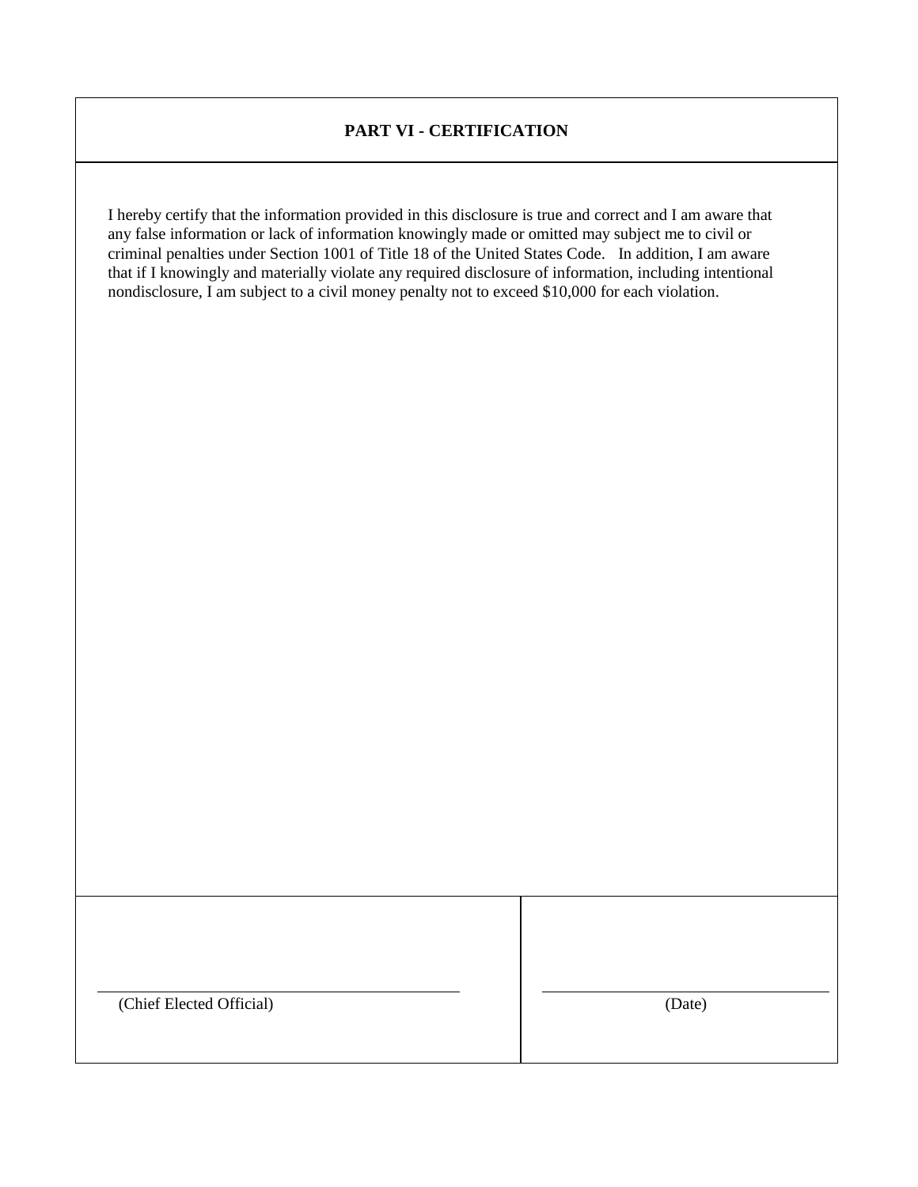## PART VI - CERTIFICATION

I hereby certify that the information provided in this disclosure is true and correct and I am aware that any false information or lack of information knowingly made or omitted may subject me to civil or criminal penalties under Section 1001 of Title 18 of the United States Code. In addition, I am aware that if I knowingly and materially violate any required disclosure of information, including intentional nondisclosure, I am subject to a civil money penalty not to exceed $10,000 for each violation.

| \_\_\_\_\_\_\_\_\_\_\_\_\_\_\_\_\_\_\_\_\_\_\_\_\_\_\_\_\_\_ | \_\_\_\_\_\_\_\_\_\_\_\_\_\_\_\_\_\_\_\_ |
| --- | --- |
| (Chief Elected Official) | (Date) |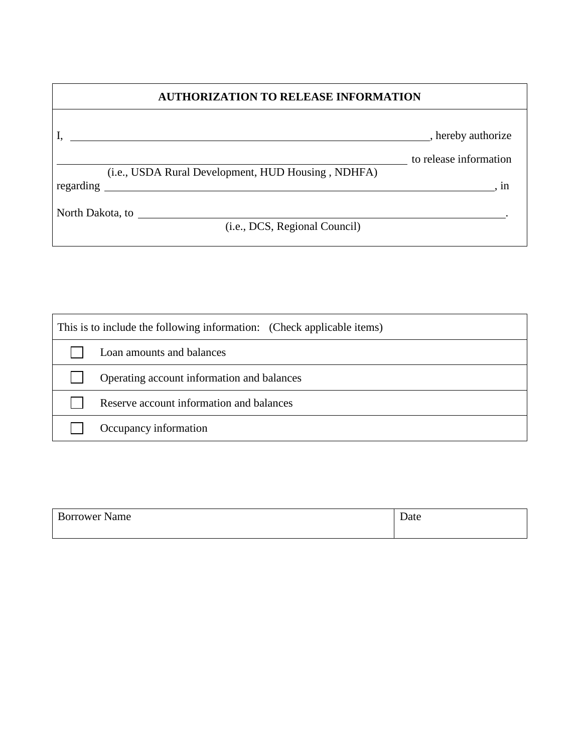**AUTHORIZATION TO RELEASE INFORMATION**

I, \_\_\_\_\_\_\_\_\_\_\_\_\_\_\_\_\_\_\_\_\_\_\_\_\_\_\_\_\_\_\_\_\_\_\_\_\_\_\_\_\_\_\_\_\_\_\_\_, hereby authorize

\_\_\_\_\_\_\_\_\_\_\_\_\_\_\_\_\_\_\_\_\_\_\_\_\_\_\_\_\_\_\_\_\_\_\_\_\_\_\_\_\_\_\_\_\_\_\_\_ to release information
(i.e., USDA Rural Development, HUD Housing , NDHFA)

regarding \_\_\_\_\_\_\_\_\_\_\_\_\_\_\_\_\_\_\_\_\_\_\_\_\_\_\_\_\_\_\_\_\_\_\_\_\_\_\_\_\_\_\_\_\_\_\_\_\_\_\_\_, in

North Dakota, to \_\_\_\_\_\_\_\_\_\_\_\_\_\_\_\_\_\_\_\_\_\_\_\_\_\_\_\_\_\_\_\_\_\_\_\_\_\_\_\_\_\_\_\_\_\_\_\_.
(i.e., DCS, Regional Council)

| This is to include the following information: (Check applicable items) |
|---|
| ☐ Loan amounts and balances |
| ☐ Operating account information and balances |
| ☐ Reserve account information and balances |
| ☐ Occupancy information |

| Borrower Name | Date |
|---|---|
| | |